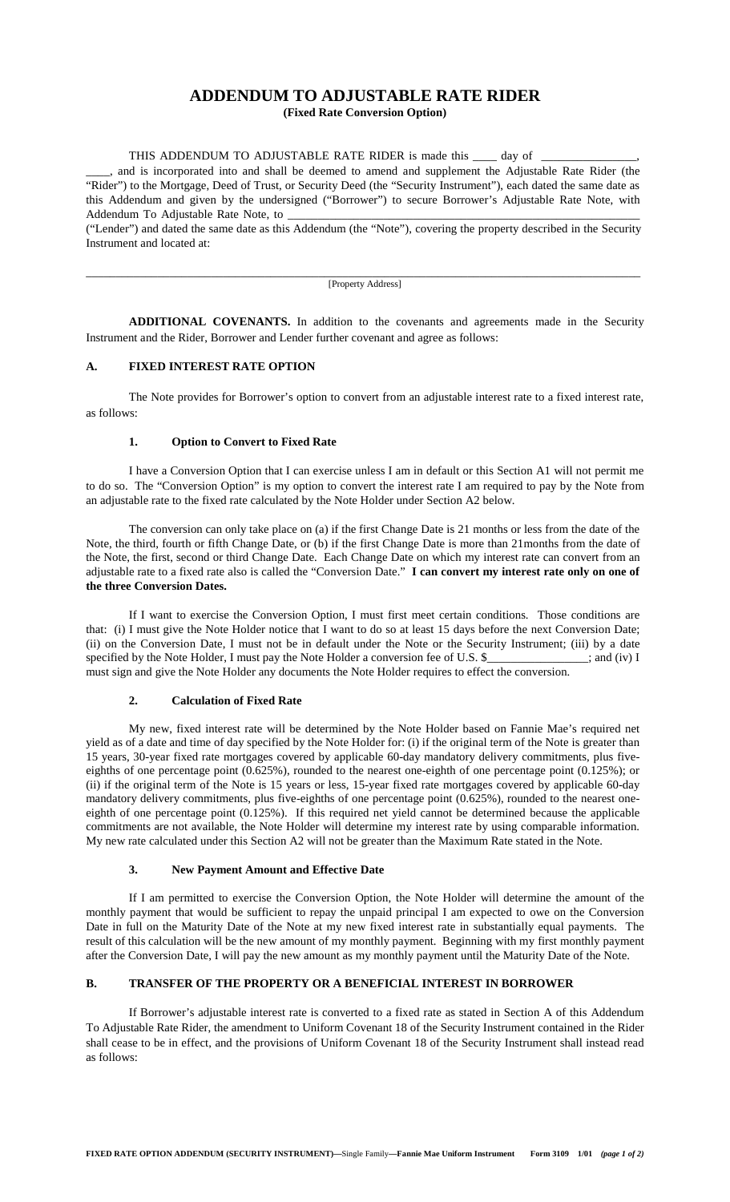# ADDENDUM TO ADJUSTABLE RATE RIDER

**(Fixed Rate Conversion Option)**

THIS ADDENDUM TO ADJUSTABLE RATE RIDER is made this ____ day of ________________, ____, and is incorporated into and shall be deemed to amend and supplement the Adjustable Rate Rider (the "Rider") to the Mortgage, Deed of Trust, or Security Deed (the "Security Instrument"), each dated the same date as this Addendum and given by the undersigned ("Borrower") to secure Borrower's Adjustable Rate Note, with Addendum To Adjustable Rate Note, to ____________________________________________________________ ("Lender") and dated the same date as this Addendum (the "Note"), covering the property described in the Security Instrument and located at:

______________________________________________________________________________________
[Property Address]

**ADDITIONAL COVENANTS.** In addition to the covenants and agreements made in the Security Instrument and the Rider, Borrower and Lender further covenant and agree as follows:

## A. FIXED INTEREST RATE OPTION

The Note provides for Borrower's option to convert from an adjustable interest rate to a fixed interest rate, as follows:

### 1. Option to Convert to Fixed Rate

I have a Conversion Option that I can exercise unless I am in default or this Section A1 will not permit me to do so. The "Conversion Option" is my option to convert the interest rate I am required to pay by the Note from an adjustable rate to the fixed rate calculated by the Note Holder under Section A2 below.

The conversion can only take place on (a) if the first Change Date is 21 months or less from the date of the Note, the third, fourth or fifth Change Date, or (b) if the first Change Date is more than 21months from the date of the Note, the first, second or third Change Date. Each Change Date on which my interest rate can convert from an adjustable rate to a fixed rate also is called the "Conversion Date." **I can convert my interest rate only on one of the three Conversion Dates.**

If I want to exercise the Conversion Option, I must first meet certain conditions. Those conditions are that: (i) I must give the Note Holder notice that I want to do so at least 15 days before the next Conversion Date; (ii) on the Conversion Date, I must not be in default under the Note or the Security Instrument; (iii) by a date specified by the Note Holder, I must pay the Note Holder a conversion fee of U.S. $________________; and (iv) I must sign and give the Note Holder any documents the Note Holder requires to effect the conversion.

### 2. Calculation of Fixed Rate

My new, fixed interest rate will be determined by the Note Holder based on Fannie Mae's required net yield as of a date and time of day specified by the Note Holder for: (i) if the original term of the Note is greater than 15 years, 30-year fixed rate mortgages covered by applicable 60-day mandatory delivery commitments, plus five-eighths of one percentage point (0.625%), rounded to the nearest one-eighth of one percentage point (0.125%); or (ii) if the original term of the Note is 15 years or less, 15-year fixed rate mortgages covered by applicable 60-day mandatory delivery commitments, plus five-eighths of one percentage point (0.625%), rounded to the nearest one-eighth of one percentage point (0.125%). If this required net yield cannot be determined because the applicable commitments are not available, the Note Holder will determine my interest rate by using comparable information. My new rate calculated under this Section A2 will not be greater than the Maximum Rate stated in the Note.

### 3. New Payment Amount and Effective Date

If I am permitted to exercise the Conversion Option, the Note Holder will determine the amount of the monthly payment that would be sufficient to repay the unpaid principal I am expected to owe on the Conversion Date in full on the Maturity Date of the Note at my new fixed interest rate in substantially equal payments. The result of this calculation will be the new amount of my monthly payment. Beginning with my first monthly payment after the Conversion Date, I will pay the new amount as my monthly payment until the Maturity Date of the Note.

## B. TRANSFER OF THE PROPERTY OR A BENEFICIAL INTEREST IN BORROWER

If Borrower's adjustable interest rate is converted to a fixed rate as stated in Section A of this Addendum To Adjustable Rate Rider, the amendment to Uniform Covenant 18 of the Security Instrument contained in the Rider shall cease to be in effect, and the provisions of Uniform Covenant 18 of the Security Instrument shall instead read as follows: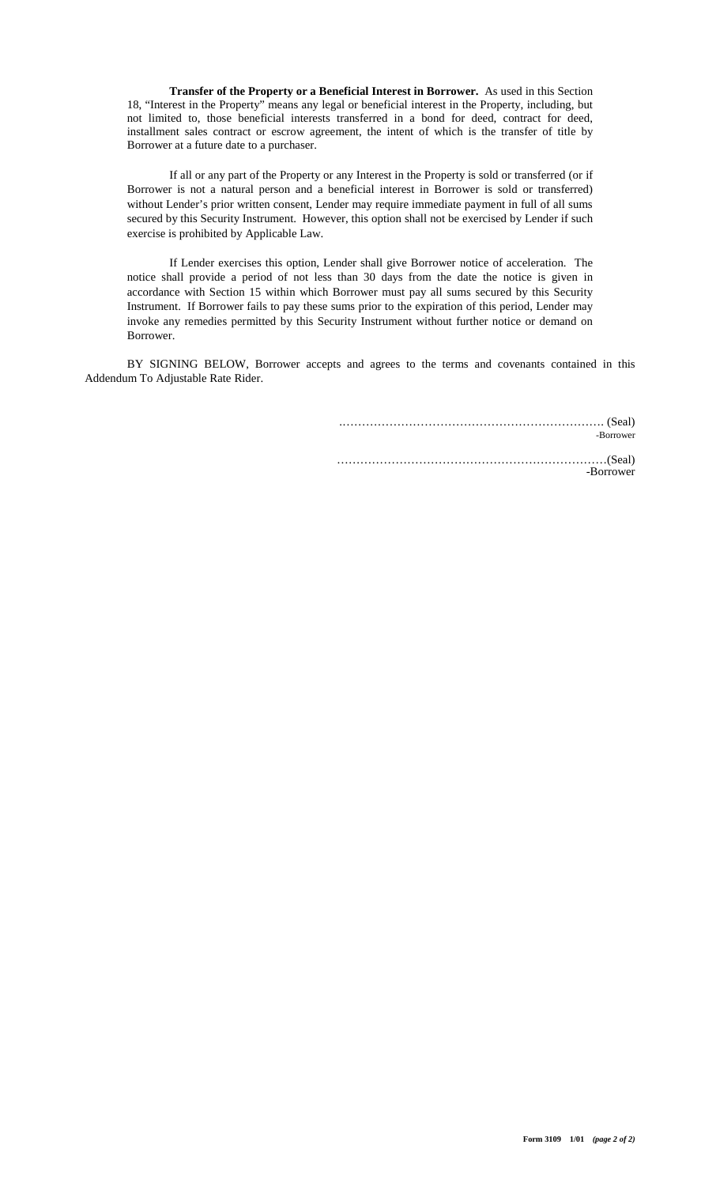**Transfer of the Property or a Beneficial Interest in Borrower.** As used in this Section 18, "Interest in the Property" means any legal or beneficial interest in the Property, including, but not limited to, those beneficial interests transferred in a bond for deed, contract for deed, installment sales contract or escrow agreement, the intent of which is the transfer of title by Borrower at a future date to a purchaser.

If all or any part of the Property or any Interest in the Property is sold or transferred (or if Borrower is not a natural person and a beneficial interest in Borrower is sold or transferred) without Lender's prior written consent, Lender may require immediate payment in full of all sums secured by this Security Instrument. However, this option shall not be exercised by Lender if such exercise is prohibited by Applicable Law.

If Lender exercises this option, Lender shall give Borrower notice of acceleration. The notice shall provide a period of not less than 30 days from the date the notice is given in accordance with Section 15 within which Borrower must pay all sums secured by this Security Instrument. If Borrower fails to pay these sums prior to the expiration of this period, Lender may invoke any remedies permitted by this Security Instrument without further notice or demand on Borrower.

BY SIGNING BELOW, Borrower accepts and agrees to the terms and covenants contained in this Addendum To Adjustable Rate Rider.

…………………………………………………………… (Seal)
-Borrower

……………………………………………………………(Seal)
-Borrower

**Form 3109 1/01** ***(page 2 of 2)***